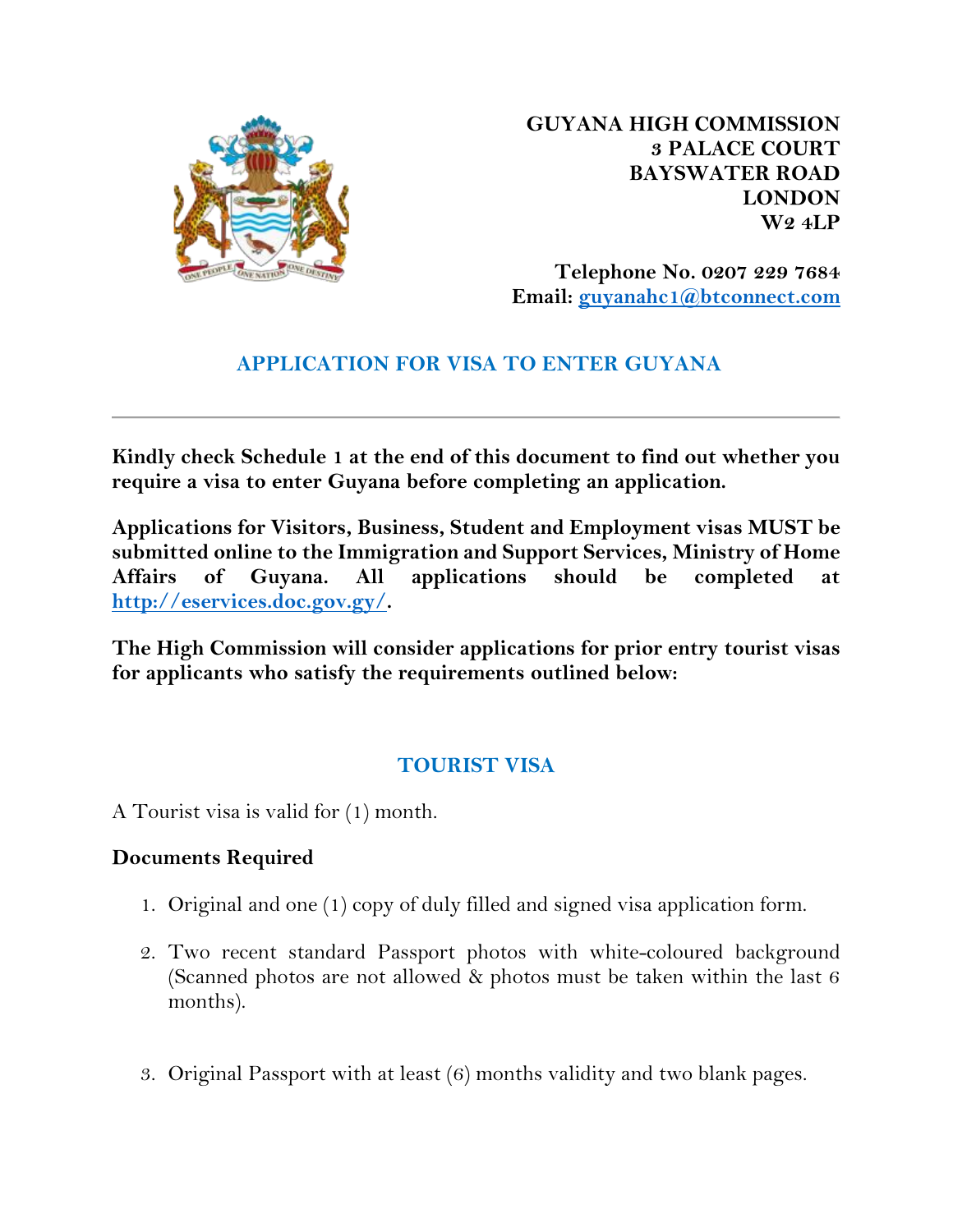**GUYANA HIGH COMMISSION**
**3 PALACE COURT**
**BAYSWATER ROAD**
**LONDON**
**W2 4LP**

**Telephone No. 0207 229 7684**
**Email: [guyanahc1@btconnect.com](mailto:guyanahc1@btconnect.com)**

# APPLICATION FOR VISA TO ENTER GUYANA

---

**Kindly check Schedule 1 at the end of this document to find out whether you require a visa to enter Guyana before completing an application.**

**Applications for Visitors, Business, Student and Employment visas MUST be submitted online to the Immigration and Support Services, Ministry of Home Affairs of Guyana. All applications should be completed at [http://eservices.doc.gov.gy/](http://eservices.doc.gov.gy/).**

**The High Commission will consider applications for prior entry tourist visas for applicants who satisfy the requirements outlined below:**

## TOURIST VISA

A Tourist visa is valid for (1) month.

**Documents Required**

1. Original and one (1) copy of duly filled and signed visa application form.

2. Two recent standard Passport photos with white-coloured background (Scanned photos are not allowed & photos must be taken within the last 6 months).

3. Original Passport with at least (6) months validity and two blank pages.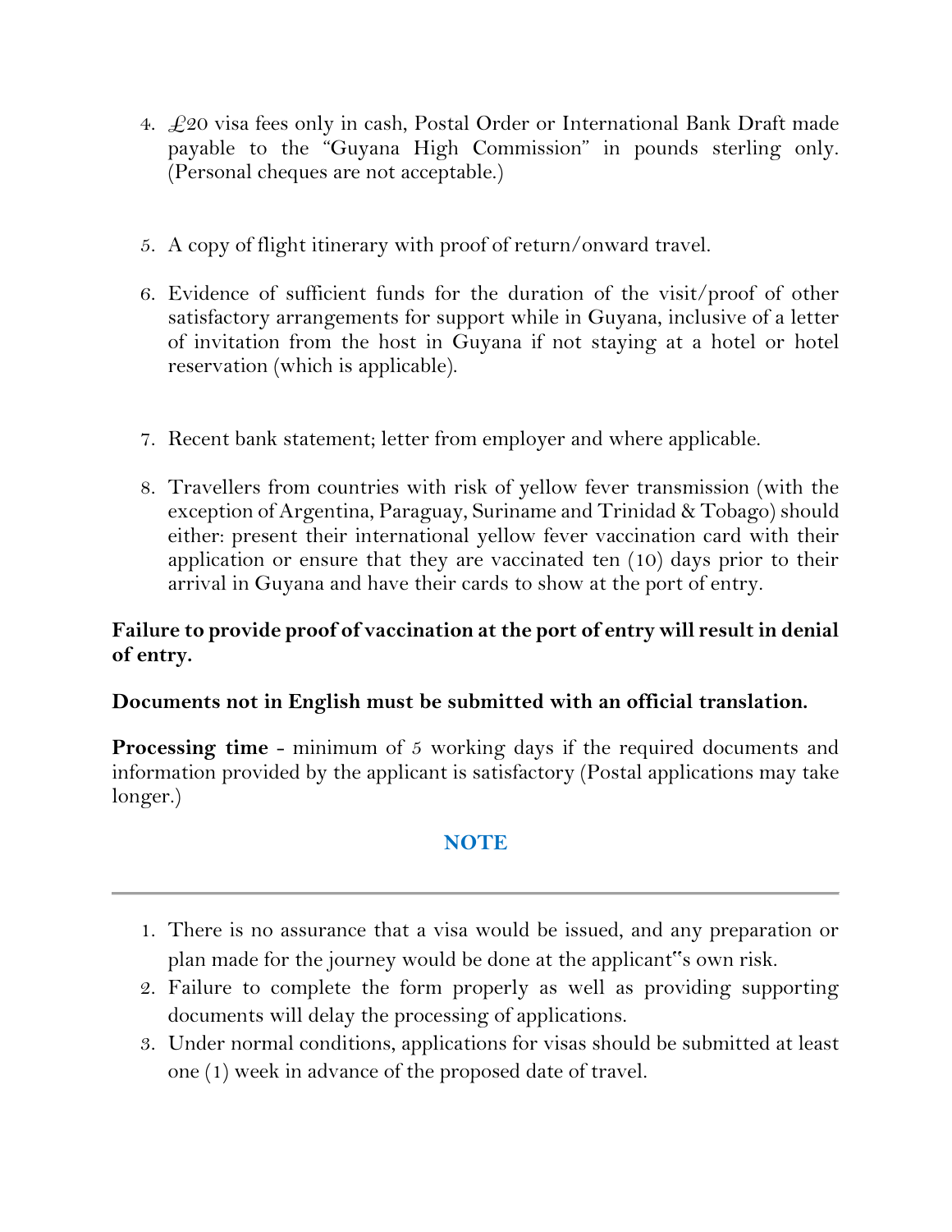4. £20 visa fees only in cash, Postal Order or International Bank Draft made payable to the "Guyana High Commission" in pounds sterling only. (Personal cheques are not acceptable.)

5. A copy of flight itinerary with proof of return/onward travel.

6. Evidence of sufficient funds for the duration of the visit/proof of other satisfactory arrangements for support while in Guyana, inclusive of a letter of invitation from the host in Guyana if not staying at a hotel or hotel reservation (which is applicable).

7. Recent bank statement; letter from employer and where applicable.

8. Travellers from countries with risk of yellow fever transmission (with the exception of Argentina, Paraguay, Suriname and Trinidad & Tobago) should either: present their international yellow fever vaccination card with their application or ensure that they are vaccinated ten (10) days prior to their arrival in Guyana and have their cards to show at the port of entry.

**Failure to provide proof of vaccination at the port of entry will result in denial of entry.**

**Documents not in English must be submitted with an official translation.**

**Processing time** - minimum of 5 working days if the required documents and information provided by the applicant is satisfactory (Postal applications may take longer.)

## NOTE

---

1. There is no assurance that a visa would be issued, and any preparation or plan made for the journey would be done at the applicant"s own risk.
2. Failure to complete the form properly as well as providing supporting documents will delay the processing of applications.
3. Under normal conditions, applications for visas should be submitted at least one (1) week in advance of the proposed date of travel.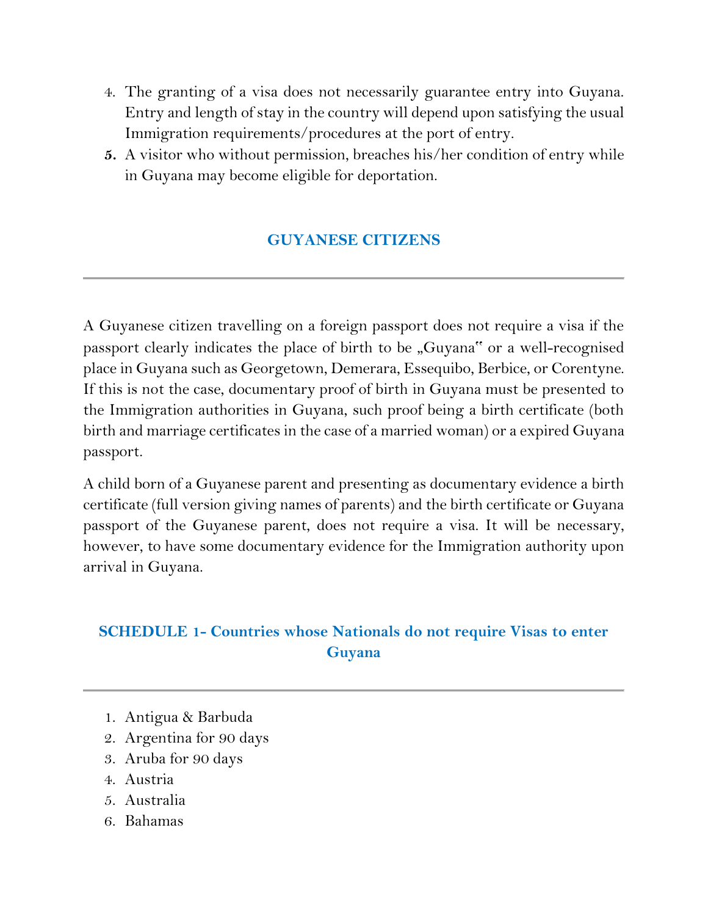4. The granting of a visa does not necessarily guarantee entry into Guyana. Entry and length of stay in the country will depend upon satisfying the usual Immigration requirements/procedures at the port of entry.
5. A visitor who without permission, breaches his/her condition of entry while in Guyana may become eligible for deportation.

## GUYANESE CITIZENS

---

A Guyanese citizen travelling on a foreign passport does not require a visa if the passport clearly indicates the place of birth to be „Guyana" or a well-recognised place in Guyana such as Georgetown, Demerara, Essequibo, Berbice, or Corentyne. If this is not the case, documentary proof of birth in Guyana must be presented to the Immigration authorities in Guyana, such proof being a birth certificate (both birth and marriage certificates in the case of a married woman) or a expired Guyana passport.

A child born of a Guyanese parent and presenting as documentary evidence a birth certificate (full version giving names of parents) and the birth certificate or Guyana passport of the Guyanese parent, does not require a visa. It will be necessary, however, to have some documentary evidence for the Immigration authority upon arrival in Guyana.

## SCHEDULE 1- Countries whose Nationals do not require Visas to enter Guyana

---

1. Antigua & Barbuda
2. Argentina for 90 days
3. Aruba for 90 days
4. Austria
5. Australia
6. Bahamas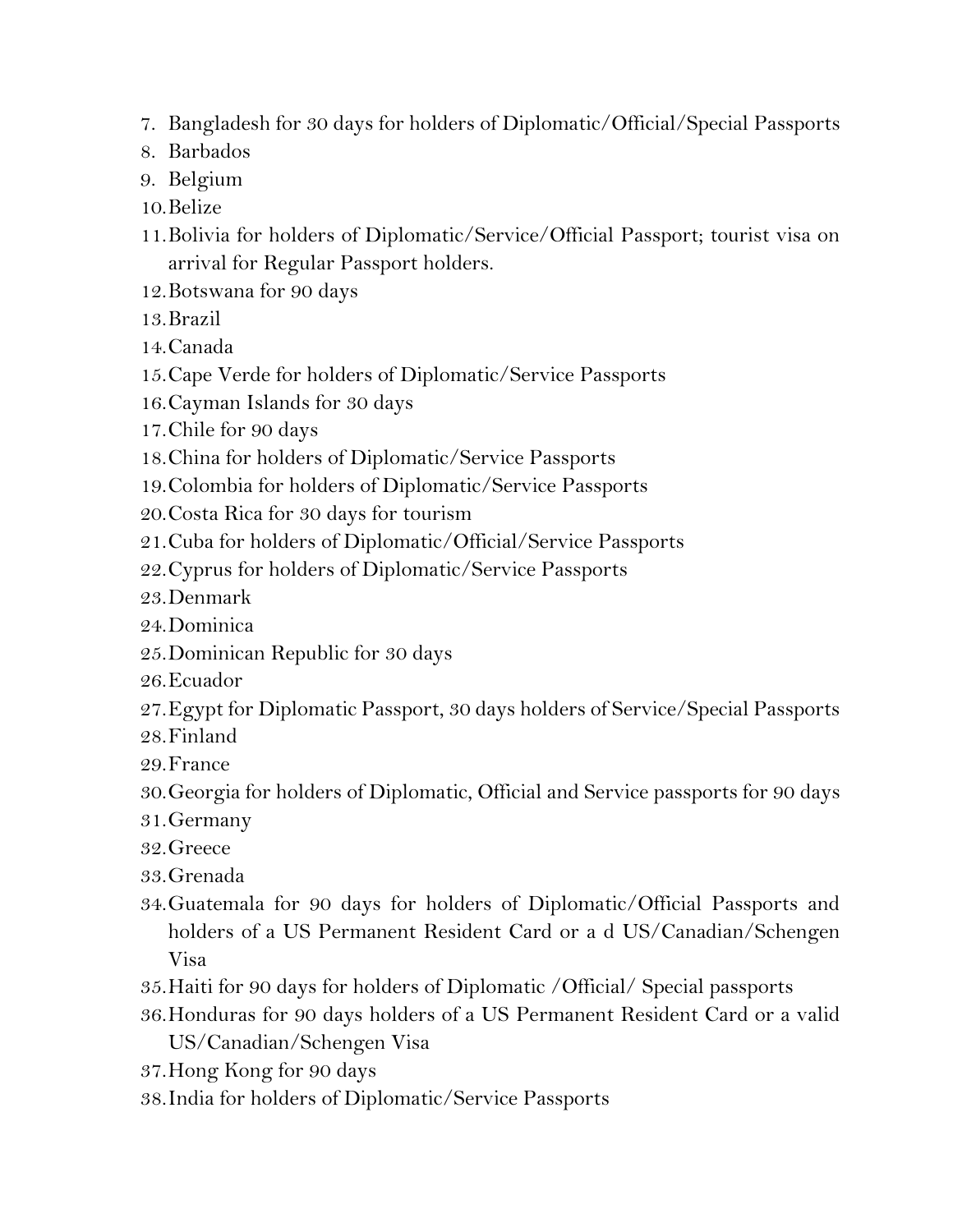7. Bangladesh for 30 days for holders of Diplomatic/Official/Special Passports
8. Barbados
9. Belgium
10. Belize
11. Bolivia for holders of Diplomatic/Service/Official Passport; tourist visa on arrival for Regular Passport holders.
12. Botswana for 90 days
13. Brazil
14. Canada
15. Cape Verde for holders of Diplomatic/Service Passports
16. Cayman Islands for 30 days
17. Chile for 90 days
18. China for holders of Diplomatic/Service Passports
19. Colombia for holders of Diplomatic/Service Passports
20. Costa Rica for 30 days for tourism
21. Cuba for holders of Diplomatic/Official/Service Passports
22. Cyprus for holders of Diplomatic/Service Passports
23. Denmark
24. Dominica
25. Dominican Republic for 30 days
26. Ecuador
27. Egypt for Diplomatic Passport, 30 days holders of Service/Special Passports
28. Finland
29. France
30. Georgia for holders of Diplomatic, Official and Service passports for 90 days
31. Germany
32. Greece
33. Grenada
34. Guatemala for 90 days for holders of Diplomatic/Official Passports and holders of a US Permanent Resident Card or a d US/Canadian/Schengen Visa
35. Haiti for 90 days for holders of Diplomatic /Official/ Special passports
36. Honduras for 90 days holders of a US Permanent Resident Card or a valid US/Canadian/Schengen Visa
37. Hong Kong for 90 days
38. India for holders of Diplomatic/Service Passports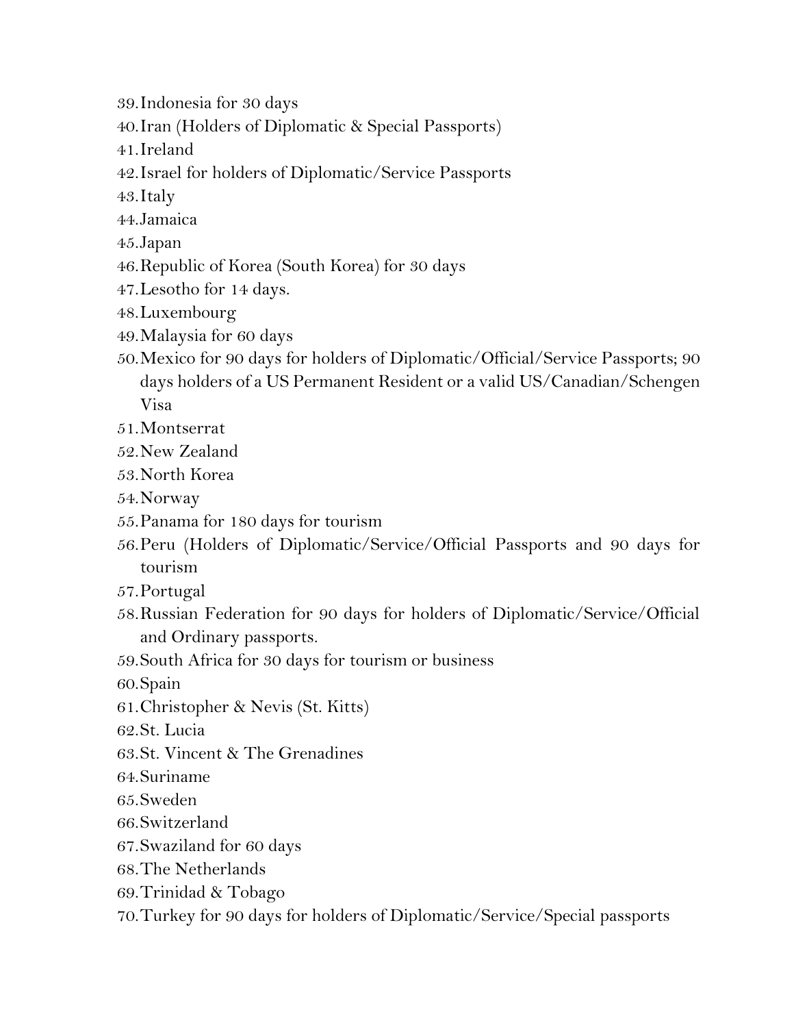39. Indonesia for 30 days
40. Iran (Holders of Diplomatic & Special Passports)
41. Ireland
42. Israel for holders of Diplomatic/Service Passports
43. Italy
44. Jamaica
45. Japan
46. Republic of Korea (South Korea) for 30 days
47. Lesotho for 14 days.
48. Luxembourg
49. Malaysia for 60 days
50. Mexico for 90 days for holders of Diplomatic/Official/Service Passports; 90 days holders of a US Permanent Resident or a valid US/Canadian/Schengen Visa
51. Montserrat
52. New Zealand
53. North Korea
54. Norway
55. Panama for 180 days for tourism
56. Peru (Holders of Diplomatic/Service/Official Passports and 90 days for tourism
57. Portugal
58. Russian Federation for 90 days for holders of Diplomatic/Service/Official and Ordinary passports.
59. South Africa for 30 days for tourism or business
60. Spain
61. Christopher & Nevis (St. Kitts)
62. St. Lucia
63. St. Vincent & The Grenadines
64. Suriname
65. Sweden
66. Switzerland
67. Swaziland for 60 days
68. The Netherlands
69. Trinidad & Tobago
70. Turkey for 90 days for holders of Diplomatic/Service/Special passports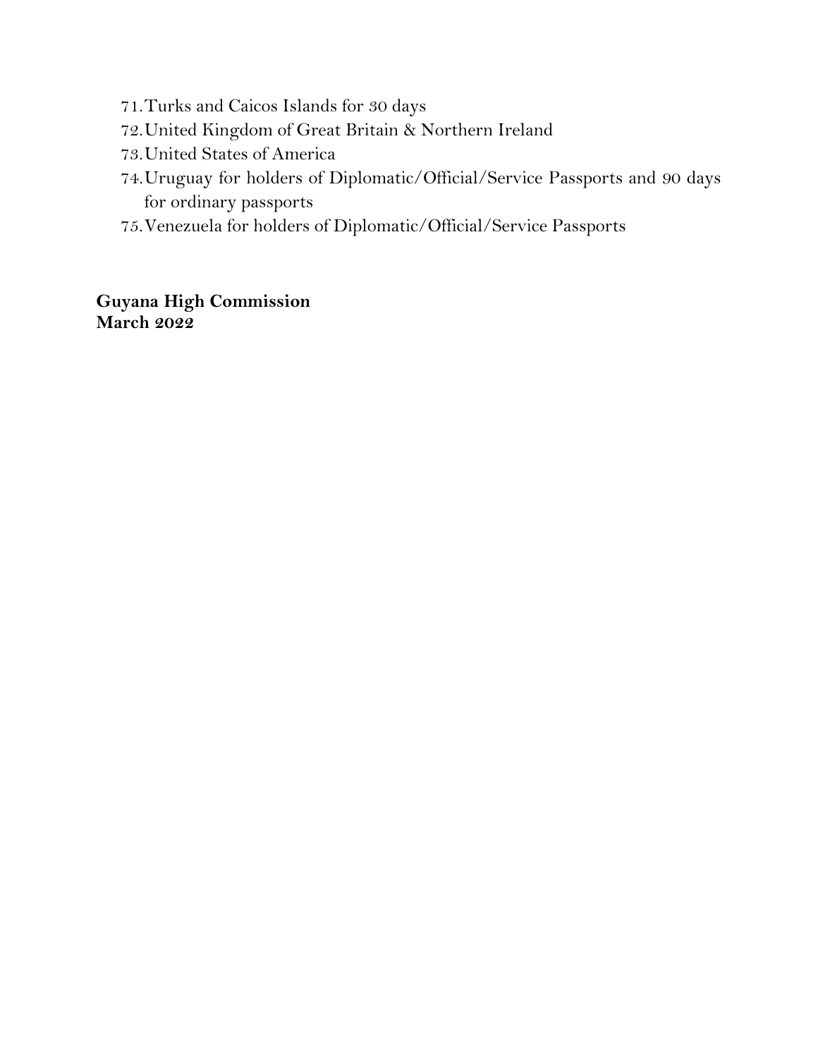71. Turks and Caicos Islands for 30 days
72. United Kingdom of Great Britain & Northern Ireland
73. United States of America
74. Uruguay for holders of Diplomatic/Official/Service Passports and 90 days for ordinary passports
75. Venezuela for holders of Diplomatic/Official/Service Passports

**Guyana High Commission**
**March 2022**